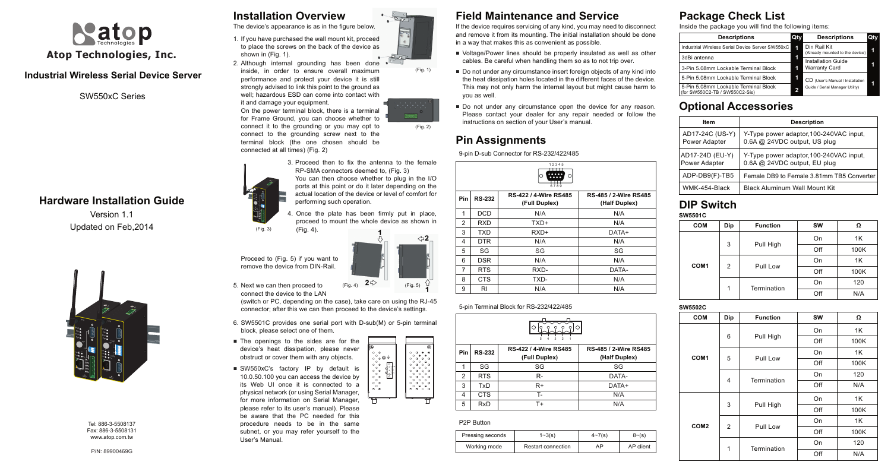# Atop Technologies, Inc.

## Industrial Wireless Serial Device Server

SW550xC Series

# Hardware Installation Guide

Version 1.1
Updated on Feb,2014

Tel: 886-3-5508137
Fax: 886-3-5508131
www.atop.com.tw

P/N: 89900469G

## Installation Overview

The device's appearance is as in the figure below.

1. If you have purchased the wall mount kit, proceed to place the screws on the back of the device as shown in (Fig. 1).
2. Although internal grounding has been done inside, in order to ensure overall maximum performance and protect your device it is still strongly advised to link this point to the ground as well; hazardous ESD can come into contact with it and damage your equipment.
   On the power terminal block, there is a terminal for Frame Ground, you can choose whether to connect it to the grounding or you may opt to connect to the grounding screw next to the terminal block (the one chosen should be connected at all times) (Fig. 2)

(Fig. 1)

(Fig. 2)

3. Proceed then to fix the antenna to the female RP-SMA connectors deemed to, (Fig. 3)
   You can then choose whether to plug in the I/O ports at this point or do it later depending on the actual location of the device or level of comfort for performing such operation.
4. Once the plate has been firmly put in place, proceed to mount the whole device as shown in (Fig. 4).

(Fig. 3)

Proceed to (Fig. 5) if you want to remove the device from DIN-Rail.

(Fig. 4) (Fig. 5)

5. Next we can then proceed to connect the device to the LAN (switch or PC, depending on the case), take care on using the RJ-45 connector; after this we can then proceed to the device's settings.
6. SW5501C provides one serial port with D-sub(M) or 5-pin terminal block, please select one of them.

- The openings to the sides are for the device's heat dissipation, please never obstruct or cover them with any objects.
- SW550xC's factory IP by default is 10.0.50.100 you can access the device by its Web UI once it is connected to a physical network (or using Serial Manager, for more information on Serial Manager, please refer to its user's manual). Please be aware that the PC needed for this procedure needs to be in the same subnet, or you may refer yourself to the User's Manual.

## Field Maintenance and Service

If the device requires servicing of any kind, you may need to disconnect and remove it from its mounting. The initial installation should be done in a way that makes this as convenient as possible.

- Voltage/Power lines should be properly insulated as well as other cables. Be careful when handling them so as to not trip over.
- Do not under any circumstance insert foreign objects of any kind into the heat dissipation holes located in the different faces of the device. This may not only harm the internal layout but might cause harm to you as well.
- Do not under any circumstance open the device for any reason. Please contact your dealer for any repair needed or follow the instructions on section of your User's manual.

## Pin Assignments

9-pin D-sub Connector for RS-232/422/485

| Pin | RS-232 | RS-422 / 4-Wire RS485 (Full Duplex) | RS-485 / 2-Wire RS485 (Half Duplex) |
|---|---|---|---|
| 1 | DCD | N/A | N/A |
| 2 | RXD | TXD+ | N/A |
| 3 | TXD | RXD+ | DATA+ |
| 4 | DTR | N/A | N/A |
| 5 | SG | SG | SG |
| 6 | DSR | N/A | N/A |
| 7 | RTS | RXD- | DATA- |
| 8 | CTS | TXD- | N/A |
| 9 | RI | N/A | N/A |

5-pin Terminal Block for RS-232/422/485

| Pin | RS-232 | RS-422 / 4-Wire RS485 (Full Duplex) | RS-485 / 2-Wire RS485 (Half Duplex) |
|---|---|---|---|
| 1 | SG | SG | SG |
| 2 | RTS | R- | DATA- |
| 3 | TxD | R+ | DATA+ |
| 4 | CTS | T- | N/A |
| 5 | RxD | T+ | N/A |

P2P Button

| Pressing seconds | 1~3(s) | 4~7(s) | 8~(s) |
|---|---|---|---|
| Working mode | Restart connection | AP | AP client |

## Package Check List

Inside the package you will find the following items:

| Descriptions | Qty | Descriptions | Qty |
|---|---|---|---|
| Industrial Wireless Serial Device Server SW550xC | 1 | Din Rail Kit (Already mounted to the device) | 1 |
| 3dBi antenna | 1 | Installation Guide | 1 |
| 3-Pin 5.08mm Lockable Terminal Block | 1 | Warranty Card | |
| 5-Pin 5.08mm Lockable Terminal Block | 1 | CD (User's Manual / Installation Guide / Serial Manager Utility) | 1 |
| 5-Pin 5.08mm Lockable Terminal Block (for SW550C2-TB / SW550C2-Sis) | 2 | | |

## Optional Accessories

| Item | Description |
|---|---|
| AD17-24C (US-Y) Power Adapter | Y-Type power adaptor,100-240VAC input, 0.6A @ 24VDC output, US plug |
| AD17-24D (EU-Y) Power Adapter | Y-Type power adaptor,100-240VAC input, 0.6A @ 24VDC output, EU plug |
| ADP-DB9(F)-TB5 | Female DB9 to Female 3.81mm TB5 Converter |
| WMK-454-Black | Black Aluminum Wall Mount Kit |

## DIP Switch

**SW5501C**

| COM | Dip | Function | SW | Ω |
|---|---|---|---|---|
| COM1 | 3 | Pull High | On | 1K |
| | | | Off | 100K |
| | 2 | Pull Low | On | 1K |
| | | | Off | 100K |
| | 1 | Termination | On | 120 |
| | | | Off | N/A |

**SW5502C**

| COM | Dip | Function | SW | Ω |
|---|---|---|---|---|
| COM1 | 6 | Pull High | On | 1K |
| | | | Off | 100K |
| | 5 | Pull Low | On | 1K |
| | | | Off | 100K |
| | 4 | Termination | On | 120 |
| | | | Off | N/A |
| COM2 | 3 | Pull High | On | 1K |
| | | | Off | 100K |
| | 2 | Pull Low | On | 1K |
| | | | Off | 100K |
| | 1 | Termination | On | 120 |
| | | | Off | N/A |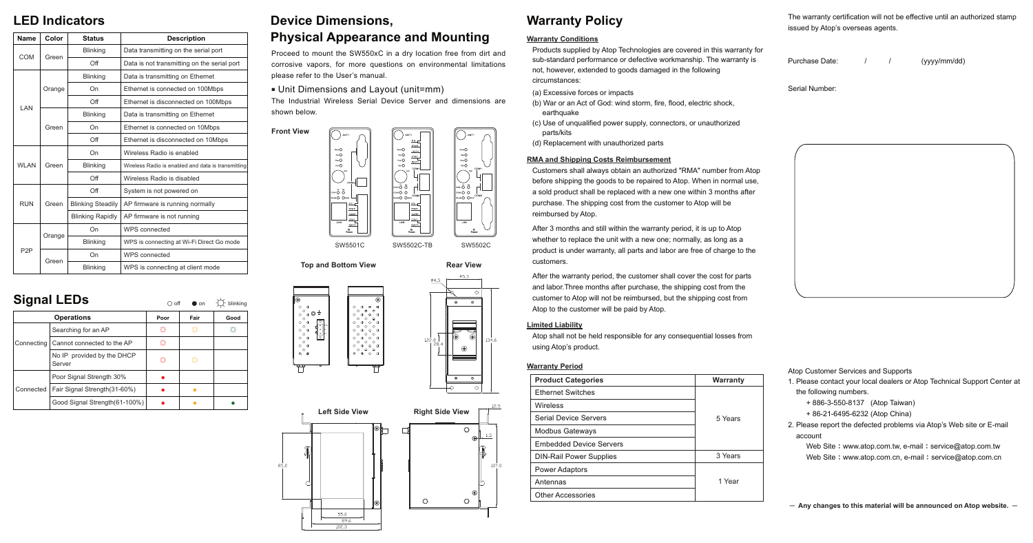# LED Indicators

| Name | Color | Status | Description |
|---|---|---|---|
| COM | Green | Blinking | Data transmitting on the serial port |
| | | Off | Data is not transmitting on the serial port |
| LAN | Orange | Blinking | Data is transmitting on Ethernet |
| | | On | Ethernet is connected on 100Mbps |
| | | Off | Ethernet is disconnected on 100Mbps |
| | Green | Blinking | Data is transmitting on Ethernet |
| | | On | Ethernet is connected on 10Mbps |
| | | Off | Ethernet is disconnected on 10Mbps |
| WLAN | Green | On | Wireless Radio is enabled |
| | | Blinking | Wireless Radio is enabled and data is transmitting |
| | | Off | Wireless Radio is disabled |
| RUN | Green | Off | System is not powered on |
| | | Blinking Steadily | AP firmware is running normally |
| | | Blinking Rapidly | AP firmware is not running |
| P2P | Orange | On | WPS connected |
| | | Blinking | WPS is connecting at Wi-Fi Direct Go mode |
| | Green | On | WPS connected |
| | | Blinking | WPS is connecting at client mode |

# Signal LEDs

○ off ● on ☼ blinking

| Operations | | Poor | Fair | Good |
|---|---|---|---|---|
| Connecting | Searching for an AP | ☼ | ☼ | ☼ |
| | Cannot connected to the AP | ☼ | | |
| | No IP provided by the DHCP Server | ☼ | ☼ | |
| Connected | Poor Signal Strength 30% | ● | | |
| | Fair Signal Strength(31-60%) | ● | ● | |
| | Good Signal Strength(61-100%) | ● | ● | ● |

# Device Dimensions, Physical Appearance and Mounting

Proceed to mount the SW550xC in a dry location free from dirt and corrosive vapors, for more questions on environmental limitations please refer to the User's manual.

- Unit Dimensions and Layout (unit=mm)

The Industrial Wireless Serial Device Server and dimensions are shown below.

**Front View**

SW5501C SW5502C-TB SW5502C

**Top and Bottom View**

**Rear View**

84.5 45.3 122.8 88.4 134.6

**Left Side View**

85.0 55.0 89.6 102.3

**Right Side View**

12.5 1.5 107.0

# Warranty Policy

**Warranty Conditions**

Products supplied by Atop Technologies are covered in this warranty for sub-standard performance or defective workmanship. The warranty is not, however, extended to goods damaged in the following circumstances:

(a) Excessive forces or impacts
(b) War or an Act of God: wind storm, fire, flood, electric shock, earthquake
(c) Use of unqualified power supply, connectors, or unauthorized parts/kits
(d) Replacement with unauthorized parts

**RMA and Shipping Costs Reimbursement**

Customers shall always obtain an authorized "RMA" number from Atop before shipping the goods to be repaired to Atop. When in normal use, a sold product shall be replaced with a new one within 3 months after purchase. The shipping cost from the customer to Atop will be reimbursed by Atop.

After 3 months and still within the warranty period, it is up to Atop whether to replace the unit with a new one; normally, as long as a product is under warranty, all parts and labor are free of charge to the customers.

After the warranty period, the customer shall cover the cost for parts and labor.Three months after purchase, the shipping cost from the customer to Atop will not be reimbursed, but the shipping cost from Atop to the customer will be paid by Atop.

**Limited Liability**

Atop shall not be held responsible for any consequential losses from using Atop's product.

**Warranty Period**

| Product Categories | Warranty |
|---|---|
| Ethernet Switches | 5 Years |
| Wireless | |
| Serial Device Servers | |
| Modbus Gateways | |
| Embedded Device Servers | |
| DIN-Rail Power Supplies | 3 Years |
| Power Adaptors | 1 Year |
| Antennas | |
| Other Accessories | |

The warranty certification will not be effective until an authorized stamp issued by Atop's overseas agents.

Purchase Date: / / (yyyy/mm/dd)

Serial Number:

Atop Customer Services and Supports

1. Please contact your local dealers or Atop Technical Support Center at the following numbers.
   + 886-3-550-8137 (Atop Taiwan)
   + 86-21-6495-6232 (Atop China)
2. Please report the defected problems via Atop's Web site or E-mail account
   Web Site：www.atop.com.tw, e-mail：service@atop.com.tw
   Web Site：www.atop.com.cn, e-mail：service@atop.com.cn

**— Any changes to this material will be announced on Atop website. —**